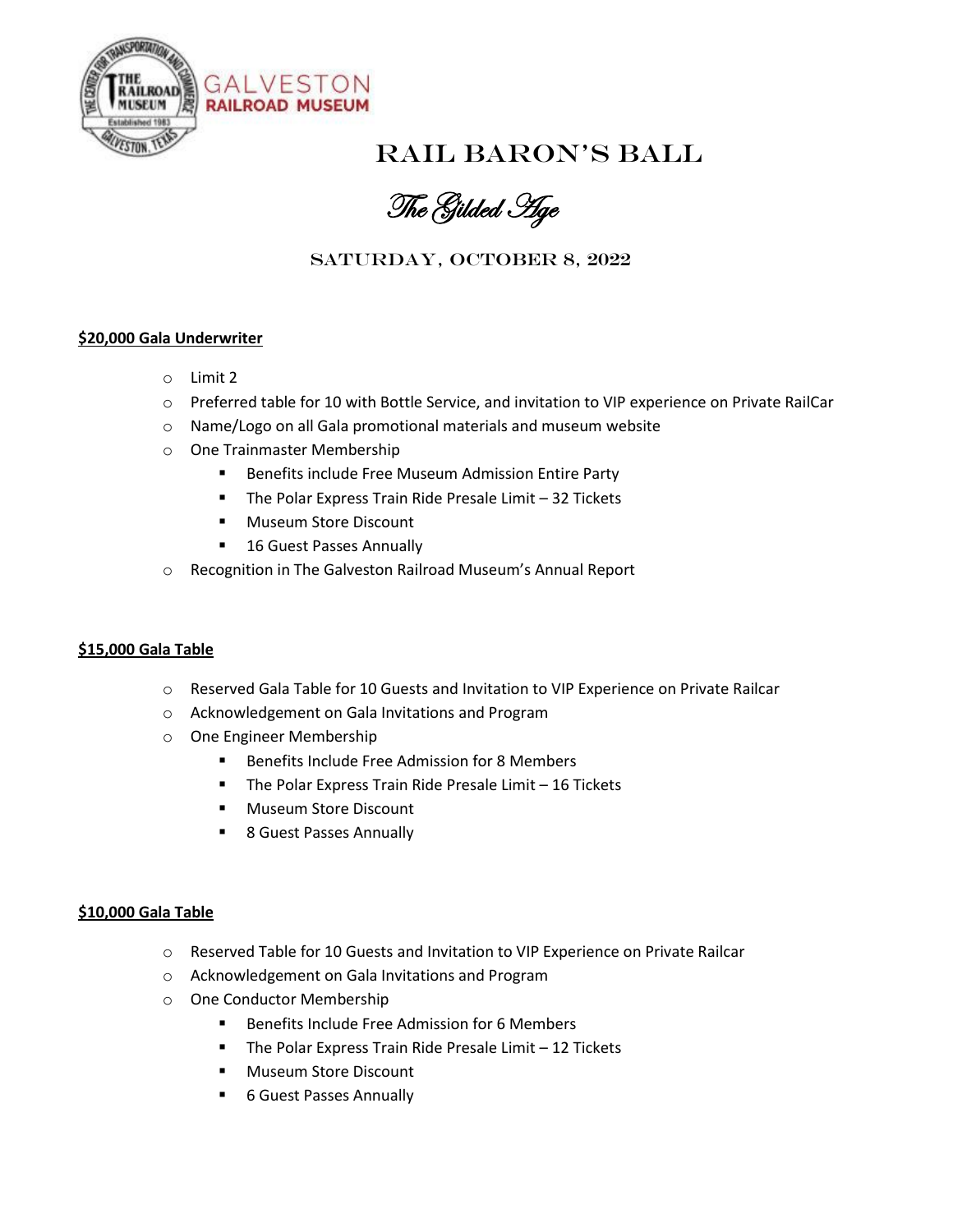GALVESTON RAILROAD MUSEUM

# RAIL BARON'S BALL

## *The Gilded Age*

### SATURDAY, OCTOBER 8, 2022

**$20,000 Gala Underwriter**

- Limit 2
- Preferred table for 10 with Bottle Service, and invitation to VIP experience on Private RailCar
- Name/Logo on all Gala promotional materials and museum website
- One Trainmaster Membership
  - Benefits include Free Museum Admission Entire Party
  - The Polar Express Train Ride Presale Limit – 32 Tickets
  - Museum Store Discount
  - 16 Guest Passes Annually
- Recognition in The Galveston Railroad Museum's Annual Report

**$15,000 Gala Table**

- Reserved Gala Table for 10 Guests and Invitation to VIP Experience on Private Railcar
- Acknowledgement on Gala Invitations and Program
- One Engineer Membership
  - Benefits Include Free Admission for 8 Members
  - The Polar Express Train Ride Presale Limit – 16 Tickets
  - Museum Store Discount
  - 8 Guest Passes Annually

**$10,000 Gala Table**

- Reserved Table for 10 Guests and Invitation to VIP Experience on Private Railcar
- Acknowledgement on Gala Invitations and Program
- One Conductor Membership
  - Benefits Include Free Admission for 6 Members
  - The Polar Express Train Ride Presale Limit – 12 Tickets
  - Museum Store Discount
  - 6 Guest Passes Annually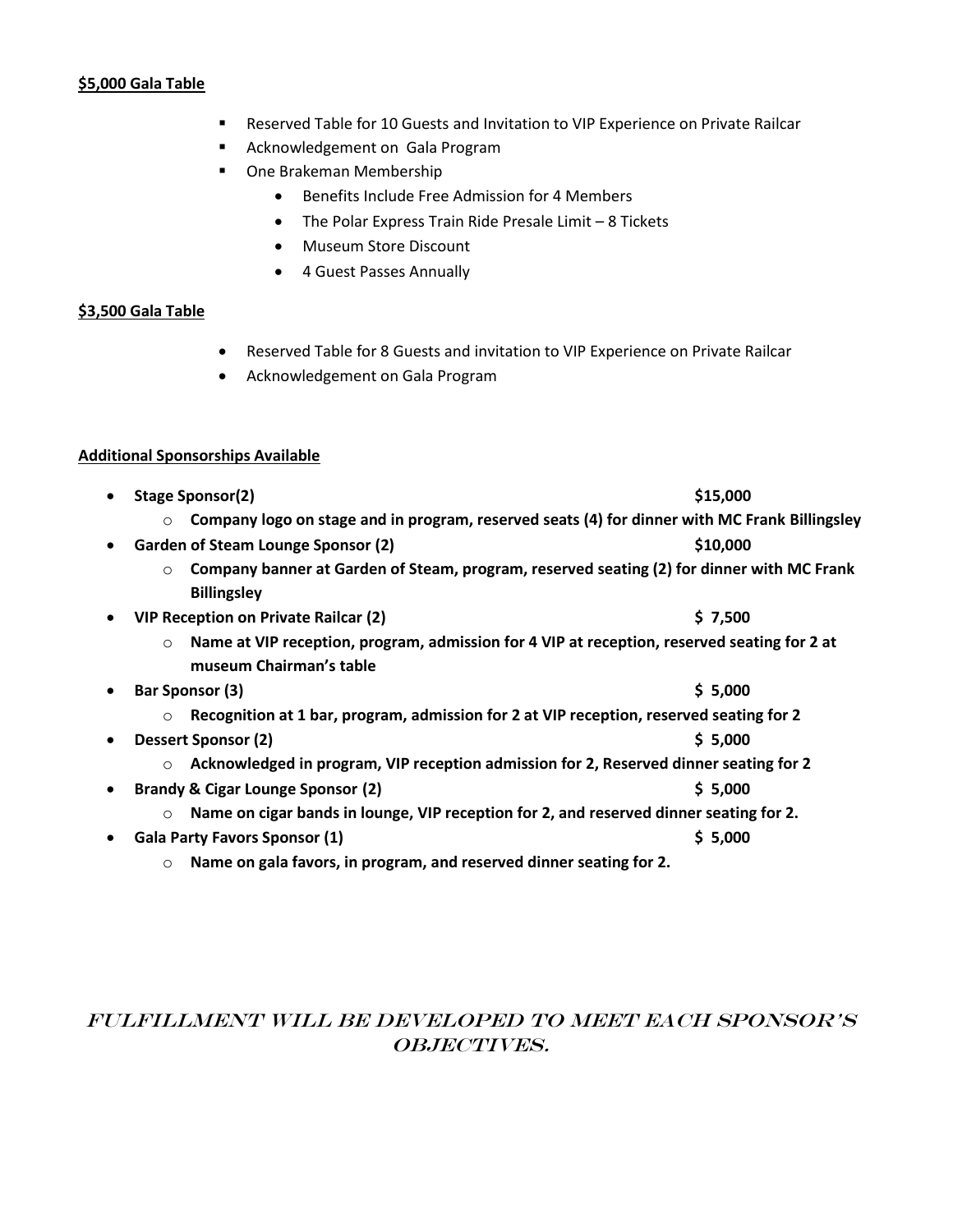**$5,000 Gala Table**

- Reserved Table for 10 Guests and Invitation to VIP Experience on Private Railcar
- Acknowledgement on  Gala Program
- One Brakeman Membership
  - Benefits Include Free Admission for 4 Members
  - The Polar Express Train Ride Presale Limit – 8 Tickets
  - Museum Store Discount
  - 4 Guest Passes Annually

**$3,500 Gala Table**

- Reserved Table for 8 Guests and invitation to VIP Experience on Private Railcar
- Acknowledgement on Gala Program

**Additional Sponsorships Available**

- **Stage Sponsor(2) $15,000**
  - **Company logo on stage and in program, reserved seats (4) for dinner with MC Frank Billingsley**
- **Garden of Steam Lounge Sponsor (2) $10,000**
  - **Company banner at Garden of Steam, program, reserved seating (2) for dinner with MC Frank Billingsley**
- **VIP Reception on Private Railcar (2) $ 7,500**
  - **Name at VIP reception, program, admission for 4 VIP at reception, reserved seating for 2 at museum Chairman's table**
- **Bar Sponsor (3) $ 5,000**
  - **Recognition at 1 bar, program, admission for 2 at VIP reception, reserved seating for 2**
- **Dessert Sponsor (2) $ 5,000**
  - **Acknowledged in program, VIP reception admission for 2, Reserved dinner seating for 2**
- **Brandy & Cigar Lounge Sponsor (2) $ 5,000**
  - **Name on cigar bands in lounge, VIP reception for 2, and reserved dinner seating for 2.**
- **Gala Party Favors Sponsor (1) $ 5,000**
  - **Name on gala favors, in program, and reserved dinner seating for 2.**

*FULFILLMENT WILL BE DEVELOPED TO MEET EACH SPONSOR'S OBJECTIVES.*